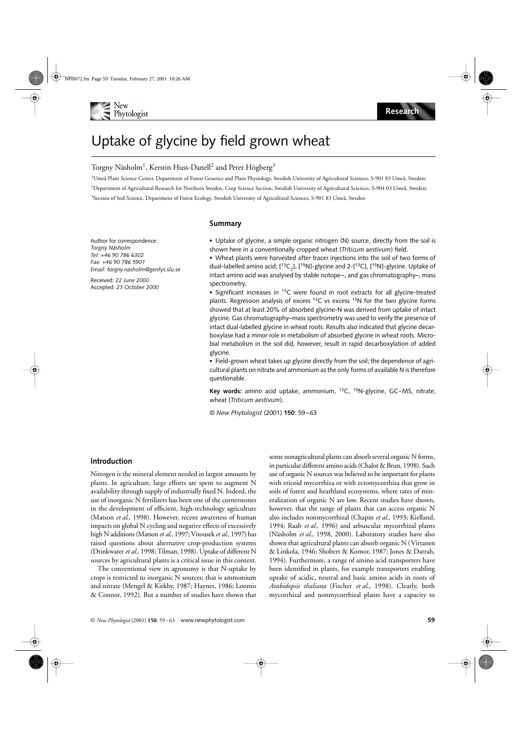# Uptake of glycine by field grown wheat

Torgny Näsholm[1], Kerstin Huss-Danell[2] and Peter Högberg[3]

[1]Umeå Plant Science Center, Department of Forest Genetics and Plant Physiology, Swedish University of Agricultural Sciences, S-901 83 Umeå, Sweden;
[2]Department of Agricultural Research for Northern Sweden, Crop Science Section, Swedish University of Agricultural Sciences, S-904 03 Umeå, Sweden;
[3]Section of Soil Science, Department of Forest Ecology, Swedish University of Agricultural Sciences, S-901 83 Umeå, Sweden

Author for correspondence:
*Torgny Näsholm*
*Tel: +46 90 786 6302*
*Fax: +46 90 786 5901*
*Email: torgny.nasholm@genfys.slu.se*

Received: *22 June 2000*
Accepted: *23 October 2000*

## Summary

- Uptake of glycine, a simple organic nitrogen (N) source, directly from the soil is shown here in a conventionally cropped wheat (*Triticum aestivum*) field.
- Wheat plants were harvested after tracer injections into the soil of two forms of dual-labelled amino acid; [$^{13}C_2$], [$^{15}N$]-glycine and 2-[$^{13}C$], [$^{15}N$]-glycine. Uptake of intact amino acid was analysed by stable isotope–, and gas chromatography–, mass spectrometry.
- Significant increases in $^{13}C$ were found in root extracts for all glycine-treated plants. Regression analysis of excess $^{13}C$ vs excess $^{15}N$ for the two glycine forms showed that at least 20% of absorbed glycine-N was derived from uptake of intact glycine. Gas chromatography–mass spectrometry was used to verify the presence of intact dual-labelled glycine in wheat roots. Results also indicated that glycine decarboxylase had a minor role in metabolism of absorbed glycine in wheat roots. Microbial metabolism in the soil did, however, result in rapid decarboxylation of added glycine.
- Field-grown wheat takes up glycine directly from the soil; the dependence of agricultural plants on nitrate and ammonium as the only forms of available N is therefore questionable.

**Key words:** amino acid uptake, ammonium, $^{13}C$, $^{15}N$-glycine, GC-MS, nitrate, wheat (*Triticum aestivum*).

© *New Phytologist* (2001) **150**: 59–63

## Introduction

Nitrogen is the mineral element needed in largest amounts by plants. In agriculture, large efforts are spent to augment N availability through supply of industrially fixed N. Indeed, the use of inorganic N fertilizers has been one of the cornerstones in the development of efficient, high-technology agriculture (Matson *et al.*, 1998). However, recent awareness of human impacts on global N cycling and negative effects of excessively high N additions (Matson *et al.*, 1997; Vitousek *et al.*, 1997) has raised questions about alternative crop-production systems (Drinkwater *et al.*, 1998; Tilman, 1998). Uptake of different N sources by agricultural plants is a critical issue in this context.

The conventional view in agronomy is that N-uptake by crops is restricted to inorganic N sources; that is ammonium and nitrate (Mengel & Kirkby, 1987; Haynes, 1986; Loomis & Connor, 1992). But a number of studies have shown that some nonagricultural plants can absorb several organic N forms, in particular different amino acids (Chalot & Brun, 1998). Such use of organic N sources was believed to be important for plants with ericoid mycorrhiza or with ectomycorrhiza that grow in soils of forest and heathland ecosystems, where rates of mineralization of organic N are low. Recent studies have shown, however, that the range of plants that can access organic N also includes nonmycorrhizal (Chapin *et al.*, 1993; Kielland, 1994; Raab *et al.*, 1996) and arbuscular mycorrhizal plants (Näsholm *et al.*, 1998, 2000). Laboratory studies have also shown that agricultural plants can absorb organic N (Virtanen & Linkola, 1946; Shobert & Komor, 1987; Jones & Darrah, 1994). Furthermore, a range of amino acid transporters have been identified in plants, for example transporters enabling uptake of acidic, neutral and basic amino acids in roots of *Arabidopsis thaliana* (Fischer *et al.*, 1998). Clearly, both mycorrhizal and nonmycorrhizal plants have a capacity to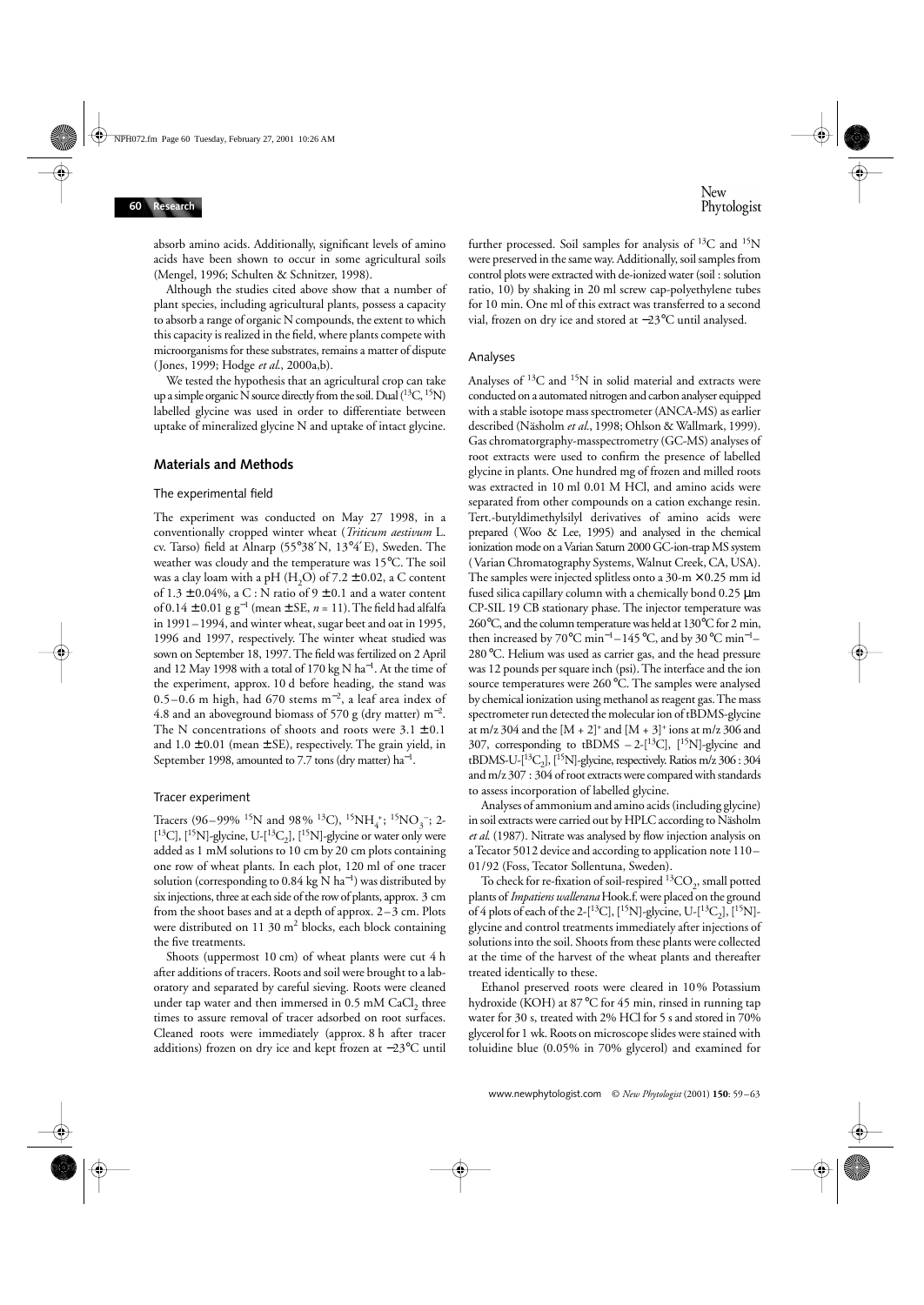absorb amino acids. Additionally, significant levels of amino acids have been shown to occur in some agricultural soils (Mengel, 1996; Schulten & Schnitzer, 1998).

Although the studies cited above show that a number of plant species, including agricultural plants, possess a capacity to absorb a range of organic N compounds, the extent to which this capacity is realized in the field, where plants compete with microorganisms for these substrates, remains a matter of dispute (Jones, 1999; Hodge *et al.*, 2000a,b).

We tested the hypothesis that an agricultural crop can take up a simple organic N source directly from the soil. Dual ($^{13}C$, $^{15}N$) labelled glycine was used in order to differentiate between uptake of mineralized glycine N and uptake of intact glycine.

## Materials and Methods

### The experimental field

The experiment was conducted on May 27 1998, in a conventionally cropped winter wheat (*Triticum aestivum* L. cv. Tarso) field at Alnarp (55°38′ N, 13°4′ E), Sweden. The weather was cloudy and the temperature was 15°C. The soil was a clay loam with a pH ($H_2O$) of 7.2 ± 0.02, a C content of 1.3 ± 0.04%, a C : N ratio of 9 ± 0.1 and a water content of 0.14 ± 0.01 g $g^{-1}$ (mean ± SE, $n = 11$). The field had alfalfa in 1991–1994, and winter wheat, sugar beet and oat in 1995, 1996 and 1997, respectively. The winter wheat studied was sown on September 18, 1997. The field was fertilized on 2 April and 12 May 1998 with a total of 170 kg N $ha^{-1}$. At the time of the experiment, approx. 10 d before heading, the stand was 0.5–0.6 m high, had 670 stems $m^{-2}$, a leaf area index of 4.8 and an aboveground biomass of 570 g (dry matter) $m^{-2}$. The N concentrations of shoots and roots were 3.1 ± 0.1 and 1.0 ± 0.01 (mean ± SE), respectively. The grain yield, in September 1998, amounted to 7.7 tons (dry matter) $ha^{-1}$.

### Tracer experiment

Tracers (96–99% $^{15}N$ and 98% $^{13}C$), $^{15}NH_4^+$; $^{15}NO_3^-$; 2-[$^{13}C$], [$^{15}N$]-glycine, U-[$^{13}C_2$], [$^{15}N$]-glycine or water only were added as 1 mM solutions to 10 cm by 20 cm plots containing one row of wheat plants. In each plot, 120 ml of one tracer solution (corresponding to 0.84 kg N $ha^{-1}$) was distributed by six injections, three at each side of the row of plants, approx. 3 cm from the shoot bases and at a depth of approx. 2–3 cm. Plots were distributed on 11 30 $m^2$ blocks, each block containing the five treatments.

Shoots (uppermost 10 cm) of wheat plants were cut 4 h after additions of tracers. Roots and soil were brought to a laboratory and separated by careful sieving. Roots were cleaned under tap water and then immersed in 0.5 mM $CaCl_2$ three times to assure removal of tracer adsorbed on root surfaces. Cleaned roots were immediately (approx. 8 h after tracer additions) frozen on dry ice and kept frozen at −23°C until further processed. Soil samples for analysis of $^{13}C$ and $^{15}N$ were preserved in the same way. Additionally, soil samples from control plots were extracted with de-ionized water (soil : solution ratio, 10) by shaking in 20 ml screw cap-polyethylene tubes for 10 min. One ml of this extract was transferred to a second vial, frozen on dry ice and stored at −23°C until analysed.

### Analyses

Analyses of $^{13}C$ and $^{15}N$ in solid material and extracts were conducted on a automated nitrogen and carbon analyser equipped with a stable isotope mass spectrometer (ANCA-MS) as earlier described (Näsholm *et al.*, 1998; Ohlson & Wallmark, 1999). Gas chromatorgraphy-masspectrometry (GC-MS) analyses of root extracts were used to confirm the presence of labelled glycine in plants. One hundred mg of frozen and milled roots was extracted in 10 ml 0.01 M HCl, and amino acids were separated from other compounds on a cation exchange resin. Tert.-butyldimethylsilyl derivatives of amino acids were prepared (Woo & Lee, 1995) and analysed in the chemical ionization mode on a Varian Saturn 2000 GC-ion-trap MS system (Varian Chromatography Systems, Walnut Creek, CA, USA). The samples were injected splitless onto a 30-m × 0.25 mm id fused silica capillary column with a chemically bond 0.25 µm CP-SIL 19 CB stationary phase. The injector temperature was 260°C, and the column temperature was held at 130°C for 2 min, then increased by 70°C $min^{-1}$–145 °C, and by 30 °C $min^{-1}$–280 °C. Helium was used as carrier gas, and the head pressure was 12 pounds per square inch (psi). The interface and the ion source temperatures were 260 °C. The samples were analysed by chemical ionization using methanol as reagent gas. The mass spectrometer run detected the molecular ion of tBDMS-glycine at m/z 304 and the $[M + 2]^+$ and $[M + 3]^+$ ions at m/z 306 and 307, corresponding to tBDMS – 2-[$^{13}C$], [$^{15}N$]-glycine and tBDMS-U-[$^{13}C_2$], [$^{15}N$]-glycine, respectively. Ratios m/z 306 : 304 and m/z 307 : 304 of root extracts were compared with standards to assess incorporation of labelled glycine.

Analyses of ammonium and amino acids (including glycine) in soil extracts were carried out by HPLC according to Näsholm *et al.* (1987). Nitrate was analysed by flow injection analysis on a Tecator 5012 device and according to application note 110–01/92 (Foss, Tecator Sollentuna, Sweden).

To check for re-fixation of soil-respired $^{13}CO_2$, small potted plants of *Impatiens wallerana* Hook.f. were placed on the ground of 4 plots of each of the 2-[$^{13}C$], [$^{15}N$]-glycine, U-[$^{13}C_2$], [$^{15}N$]-glycine and control treatments immediately after injections of solutions into the soil. Shoots from these plants were collected at the time of the harvest of the wheat plants and thereafter treated identically to these.

Ethanol preserved roots were cleared in 10% Potassium hydroxide (KOH) at 87 °C for 45 min, rinsed in running tap water for 30 s, treated with 2% HCl for 5 s and stored in 70% glycerol for 1 wk. Roots on microscope slides were stained with toluidine blue (0.05% in 70% glycerol) and examined for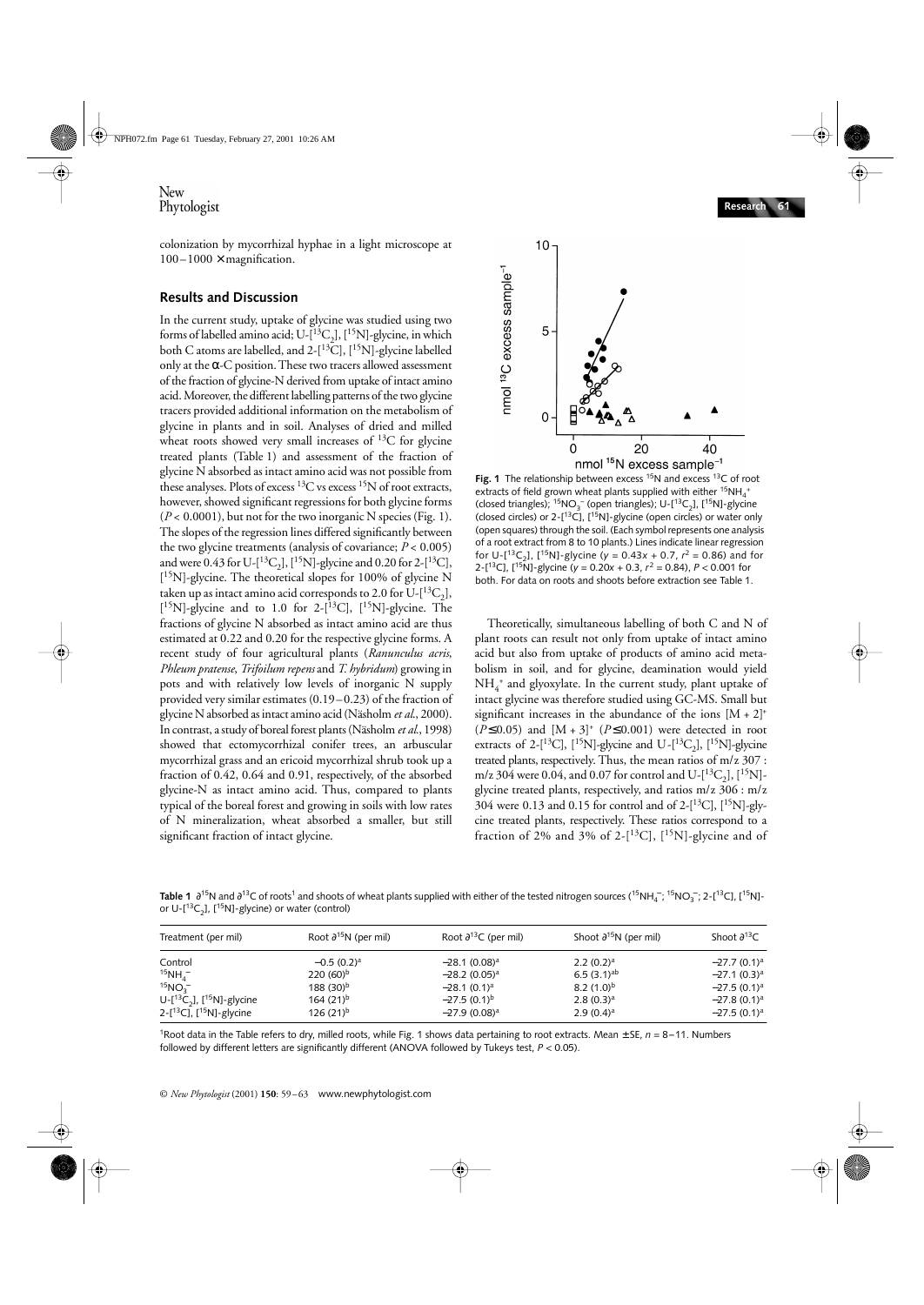colonization by mycorrhizal hyphae in a light microscope at 100–1000 × magnification.

## Results and Discussion

In the current study, uptake of glycine was studied using two forms of labelled amino acid; U-[$^{13}C_2$], [$^{15}N$]-glycine, in which both C atoms are labelled, and 2-[$^{13}C$], [$^{15}N$]-glycine labelled only at the α-C position. These two tracers allowed assessment of the fraction of glycine-N derived from uptake of intact amino acid. Moreover, the different labelling patterns of the two glycine tracers provided additional information on the metabolism of glycine in plants and in soil. Analyses of dried and milled wheat roots showed very small increases of $^{13}C$ for glycine treated plants (Table 1) and assessment of the fraction of glycine N absorbed as intact amino acid was not possible from these analyses. Plots of excess $^{13}C$ vs excess $^{15}N$ of root extracts, however, showed significant regressions for both glycine forms ($P < 0.0001$), but not for the two inorganic N species (Fig. 1). The slopes of the regression lines differed significantly between the two glycine treatments (analysis of covariance; $P < 0.005$) and were 0.43 for U-[$^{13}C_2$], [$^{15}N$]-glycine and 0.20 for 2-[$^{13}C$], [$^{15}N$]-glycine. The theoretical slopes for 100% of glycine N taken up as intact amino acid corresponds to 2.0 for U-[$^{13}C_2$], [$^{15}N$]-glycine and to 1.0 for 2-[$^{13}C$], [$^{15}N$]-glycine. The fractions of glycine N absorbed as intact amino acid are thus estimated at 0.22 and 0.20 for the respective glycine forms. A recent study of four agricultural plants (*Ranunculus acris*, *Phleum pratense*, *Trifoilum repens* and *T. hybridum*) growing in pots and with relatively low levels of inorganic N supply provided very similar estimates (0.19–0.23) of the fraction of glycine N absorbed as intact amino acid (Näsholm *et al.*, 2000). In contrast, a study of boreal forest plants (Näsholm *et al.*, 1998) showed that ectomycorrhizal conifer trees, an arbuscular mycorrhizal grass and an ericoid mycorrhizal shrub took up a fraction of 0.42, 0.64 and 0.91, respectively, of the absorbed glycine-N as intact amino acid. Thus, compared to plants typical of the boreal forest and growing in soils with low rates of N mineralization, wheat absorbed a smaller, but still significant fraction of intact glycine.

**Fig. 1** The relationship between excess $^{15}N$ and excess $^{13}C$ of root extracts of field grown wheat plants supplied with either $^{15}NH_4^+$ (closed triangles); $^{15}NO_3^-$ (open triangles); U-[$^{13}C_2$], [$^{15}N$]-glycine (closed circles) or 2-[$^{13}C$], [$^{15}N$]-glycine (open circles) or water only (open squares) through the soil. (Each symbol represents one analysis of a root extract from 8 to 10 plants.) Lines indicate linear regression for U-[$^{13}C_2$], [$^{15}N$]-glycine ($y = 0.43x + 0.7$, $r^2 = 0.86$) and for 2-[$^{13}C$], [$^{15}N$]-glycine ($y = 0.20x + 0.3$, $r^2 = 0.84$), $P < 0.001$ for both. For data on roots and shoots before extraction see Table 1.

Theoretically, simultaneous labelling of both C and N of plant roots can result not only from uptake of intact amino acid but also from uptake of products of amino acid metabolism in soil, and for glycine, deamination would yield $NH_4^+$ and glyoxylate. In the current study, plant uptake of intact glycine was therefore studied using GC-MS. Small but significant increases in the abundance of the ions $[M + 2]^+$ ($P \leq 0.05$) and $[M + 3]^+$ ($P \leq 0.001$) were detected in root extracts of 2-[$^{13}C$], [$^{15}N$]-glycine and U-[$^{13}C_2$], [$^{15}N$]-glycine treated plants, respectively. Thus, the mean ratios of m/z 307 : m/z 304 were 0.04, and 0.07 for control and U-[$^{13}C_2$], [$^{15}N$]-glycine treated plants, respectively, and ratios m/z 306 : m/z 304 were 0.13 and 0.15 for control and of 2-[$^{13}C$], [$^{15}N$]-glycine treated plants, respectively. These ratios correspond to a fraction of 2% and 3% of 2-[$^{13}C$], [$^{15}N$]-glycine and of

**Table 1** $\partial^{15}N$ and $\partial^{13}C$ of roots[1] and shoots of wheat plants supplied with either of the tested nitrogen sources ($^{15}NH_4^-$; $^{15}NO_3^-$; 2-[$^{13}C$], [$^{15}N$]- or U-[$^{13}C_2$], [$^{15}N$]-glycine) or water (control)

| Treatment (per mil) | Root $\partial^{15}N$ (per mil) | Root $\partial^{13}C$ (per mil) | Shoot $\partial^{15}N$ (per mil) | Shoot $\partial^{13}C$ |
|---|---|---|---|---|
| Control | −0.5 (0.2)[a] | −28.1 (0.08)[a] | 2.2 (0.2)[a] | −27.7 (0.1)[a] |
| $^{15}NH_4^-$ | 220 (60)[b] | −28.2 (0.05)[a] | 6.5 (3.1)[ab] | −27.1 (0.3)[a] |
| $^{15}NO_3^-$ | 188 (30)[b] | −28.1 (0.1)[a] | 8.2 (1.0)[b] | −27.5 (0.1)[a] |
| U-[$^{13}C_2$], [$^{15}N$]-glycine | 164 (21)[b] | −27.5 (0.1)[b] | 2.8 (0.3)[a] | −27.8 (0.1)[a] |
| 2-[$^{13}C$], [$^{15}N$]-glycine | 126 (21)[b] | −27.9 (0.08)[a] | 2.9 (0.4)[a] | −27.5 (0.1)[a] |

[1]Root data in the Table refers to dry, milled roots, while Fig. 1 shows data pertaining to root extracts. Mean ± SE, $n$ = 8–11. Numbers followed by different letters are significantly different (ANOVA followed by Tukeys test, $P < 0.05$).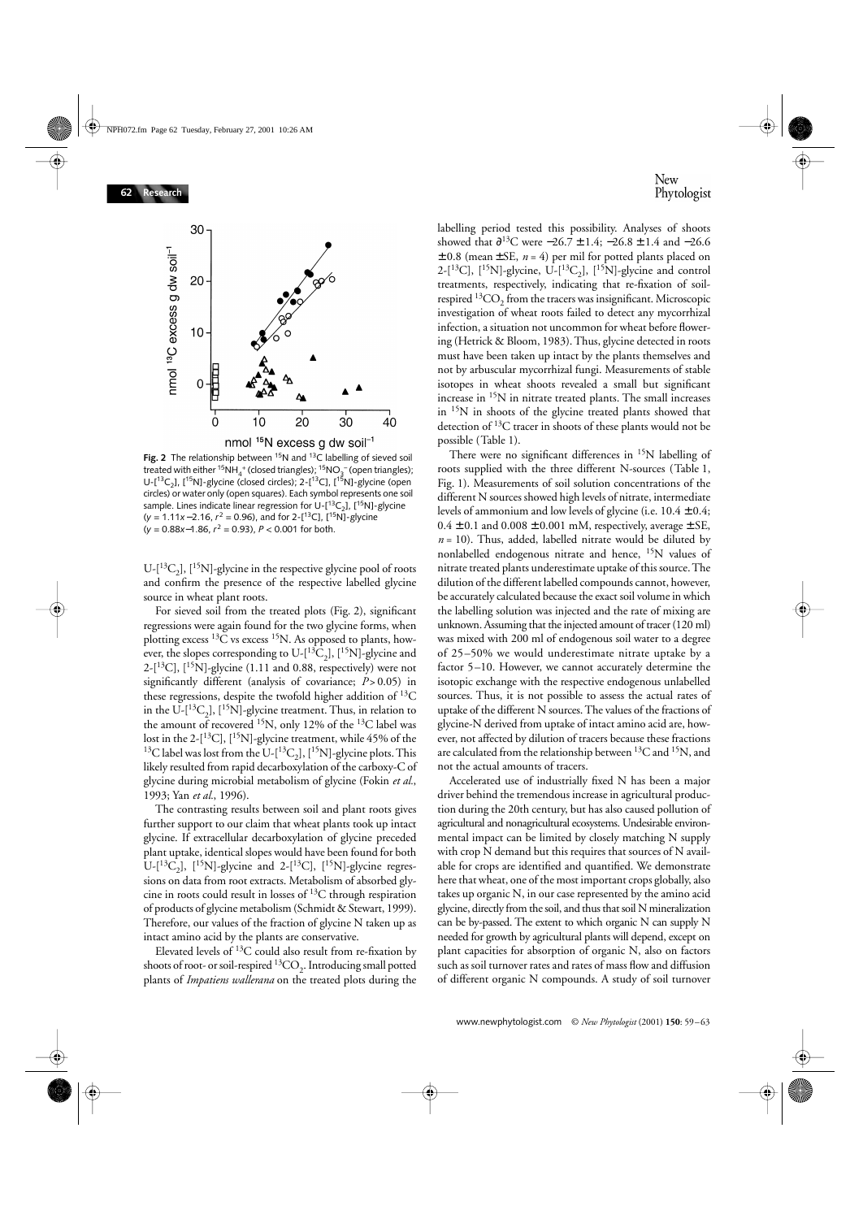**Fig. 2** The relationship between $^{15}N$ and $^{13}C$ labelling of sieved soil treated with either $^{15}NH_4^+$ (closed triangles); $^{15}NO_3^-$ (open triangles); U-[$^{13}C_2$], [$^{15}N$]-glycine (closed circles); 2-[$^{13}C$], [$^{15}N$]-glycine (open circles) or water only (open squares). Each symbol represents one soil sample. Lines indicate linear regression for U-[$^{13}C_2$], [$^{15}N$]-glycine ($y = 1.11x - 2.16$, $r^2 = 0.96$), and for 2-[$^{13}C$], [$^{15}N$]-glycine ($y = 0.88x - 1.86$, $r^2 = 0.93$), $P < 0.001$ for both.

U-[$^{13}C_2$], [$^{15}N$]-glycine in the respective glycine pool of roots and confirm the presence of the respective labelled glycine source in wheat plant roots.

For sieved soil from the treated plots (Fig. 2), significant regressions were again found for the two glycine forms, when plotting excess $^{13}C$ vs excess $^{15}N$. As opposed to plants, however, the slopes corresponding to U-[$^{13}C_2$], [$^{15}N$]-glycine and 2-[$^{13}C$], [$^{15}N$]-glycine (1.11 and 0.88, respectively) were not significantly different (analysis of covariance; $P > 0.05$) in these regressions, despite the twofold higher addition of $^{13}C$ in the U-[$^{13}C_2$], [$^{15}N$]-glycine treatment. Thus, in relation to the amount of recovered $^{15}N$, only 12% of the $^{13}C$ label was lost in the 2-[$^{13}C$], [$^{15}N$]-glycine treatment, while 45% of the $^{13}C$ label was lost from the U-[$^{13}C_2$], [$^{15}N$]-glycine plots. This likely resulted from rapid decarboxylation of the carboxy-C of glycine during microbial metabolism of glycine (Fokin *et al*., 1993; Yan *et al*., 1996).

The contrasting results between soil and plant roots gives further support to our claim that wheat plants took up intact glycine. If extracellular decarboxylation of glycine preceded plant uptake, identical slopes would have been found for both U-[$^{13}C_2$], [$^{15}N$]-glycine and 2-[$^{13}C$], [$^{15}N$]-glycine regressions on data from root extracts. Metabolism of absorbed glycine in roots could result in losses of $^{13}C$ through respiration of products of glycine metabolism (Schmidt & Stewart, 1999). Therefore, our values of the fraction of glycine N taken up as intact amino acid by the plants are conservative.

Elevated levels of $^{13}C$ could also result from re-fixation by shoots of root- or soil-respired $^{13}CO_2$. Introducing small potted plants of *Impatiens wallerana* on the treated plots during the labelling period tested this possibility. Analyses of shoots showed that $\partial^{13}C$ were $-26.7 \pm 1.4$; $-26.8 \pm 1.4$ and $-26.6 \pm 0.8$ (mean ± SE, $n = 4$) per mil for potted plants placed on 2-[$^{13}C$], [$^{15}N$]-glycine, U-[$^{13}C_2$], [$^{15}N$]-glycine and control treatments, respectively, indicating that re-fixation of soil-respired $^{13}CO_2$ from the tracers was insignificant. Microscopic investigation of wheat roots failed to detect any mycorrhizal infection, a situation not uncommon for wheat before flowering (Hetrick & Bloom, 1983). Thus, glycine detected in roots must have been taken up intact by the plants themselves and not by arbuscular mycorrhizal fungi. Measurements of stable isotopes in wheat shoots revealed a small but significant increase in $^{15}N$ in nitrate treated plants. The small increases in $^{15}N$ in shoots of the glycine treated plants showed that detection of $^{13}C$ tracer in shoots of these plants would not be possible (Table 1).

There were no significant differences in $^{15}N$ labelling of roots supplied with the three different N-sources (Table 1, Fig. 1). Measurements of soil solution concentrations of the different N sources showed high levels of nitrate, intermediate levels of ammonium and low levels of glycine (i.e. $10.4 \pm 0.4$; $0.4 \pm 0.1$ and $0.008 \pm 0.001$ mM, respectively, average ± SE, $n = 10$). Thus, added, labelled nitrate would be diluted by nonlabelled endogenous nitrate and hence, $^{15}N$ values of nitrate treated plants underestimate uptake of this source. The dilution of the different labelled compounds cannot, however, be accurately calculated because the exact soil volume in which the labelling solution was injected and the rate of mixing are unknown. Assuming that the injected amount of tracer (120 ml) was mixed with 200 ml of endogenous soil water to a degree of 25–50% we would underestimate nitrate uptake by a factor 5–10. However, we cannot accurately determine the isotopic exchange with the respective endogenous unlabelled sources. Thus, it is not possible to assess the actual rates of uptake of the different N sources. The values of the fractions of glycine-N derived from uptake of intact amino acid are, however, not affected by dilution of tracers because these fractions are calculated from the relationship between $^{13}C$ and $^{15}N$, and not the actual amounts of tracers.

Accelerated use of industrially fixed N has been a major driver behind the tremendous increase in agricultural production during the 20th century, but has also caused pollution of agricultural and nonagricultural ecosystems. Undesirable environmental impact can be limited by closely matching N supply with crop N demand but this requires that sources of N available for crops are identified and quantified. We demonstrate here that wheat, one of the most important crops globally, also takes up organic N, in our case represented by the amino acid glycine, directly from the soil, and thus that soil N mineralization can be by-passed. The extent to which organic N can supply N needed for growth by agricultural plants will depend, except on plant capacities for absorption of organic N, also on factors such as soil turnover rates and rates of mass flow and diffusion of different organic N compounds. A study of soil turnover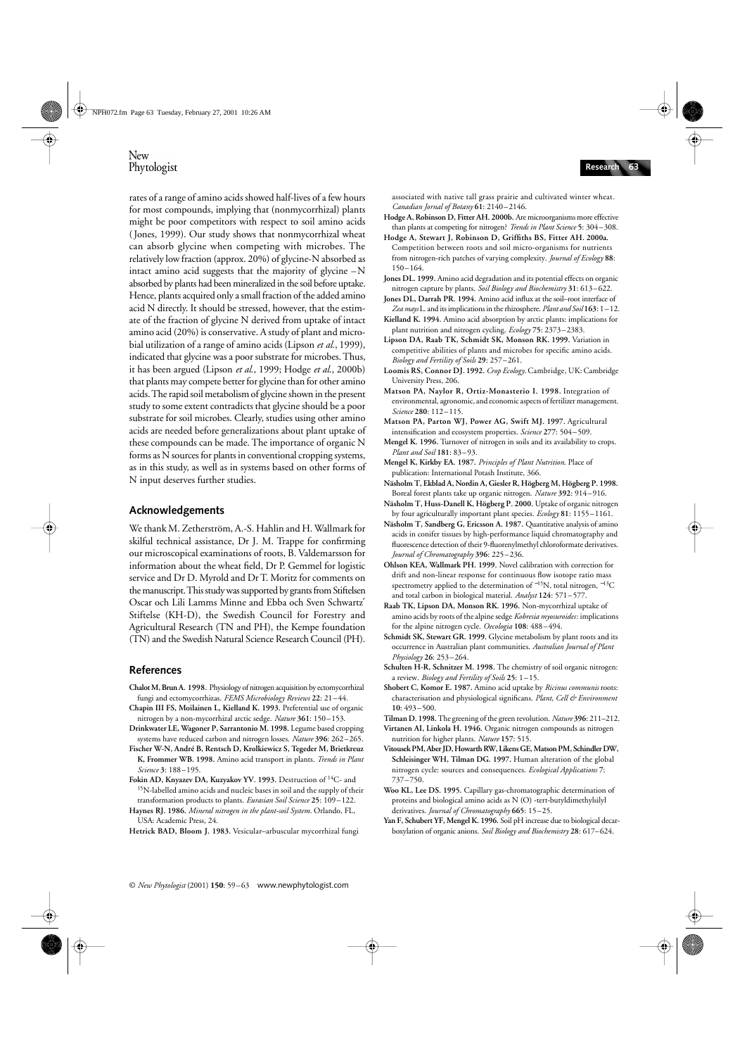rates of a range of amino acids showed half-lives of a few hours for most compounds, implying that (nonmycorrhizal) plants might be poor competitors with respect to soil amino acids (Jones, 1999). Our study shows that nonmycorrhizal wheat can absorb glycine when competing with microbes. The relatively low fraction (approx. 20%) of glycine-N absorbed as intact amino acid suggests that the majority of glycine –N absorbed by plants had been mineralized in the soil before uptake. Hence, plants acquired only a small fraction of the added amino acid N directly. It should be stressed, however, that the estimate of the fraction of glycine N derived from uptake of intact amino acid (20%) is conservative. A study of plant and microbial utilization of a range of amino acids (Lipson *et al.*, 1999), indicated that glycine was a poor substrate for microbes. Thus, it has been argued (Lipson *et al.*, 1999; Hodge *et al.*, 2000b) that plants may compete better for glycine than for other amino acids. The rapid soil metabolism of glycine shown in the present study to some extent contradicts that glycine should be a poor substrate for soil microbes. Clearly, studies using other amino acids are needed before generalizations about plant uptake of these compounds can be made. The importance of organic N forms as N sources for plants in conventional cropping systems, as in this study, as well as in systems based on other forms of N input deserves further studies.

## Acknowledgements

We thank M. Zetherström, A.-S. Hahlin and H. Wallmark for skilful technical assistance, Dr J. M. Trappe for confirming our microscopical examinations of roots, B. Valdemarsson for information about the wheat field, Dr P. Gemmel for logistic service and Dr D. Myrold and Dr T. Moritz for comments on the manuscript. This study was supported by grants from Stiftelsen Oscar och Lili Lamms Minne and Ebba och Sven Schwartz′ Stiftelse (KH-D), the Swedish Council for Forestry and Agricultural Research (TN and PH), the Kempe foundation (TN) and the Swedish Natural Science Research Council (PH).

## References

**Chalot M, Brun A. 1998.** Physiology of nitrogen acquisition by ectomycorrhizal fungi and ectomycorrhizas. *FEMS Microbiology Reviews* **22**: 21–44.

**Chapin III FS, Moilainen L, Kielland K. 1993.** Preferential use of organic nitrogen by a non-mycorrhizal arctic sedge. *Nature* **361**: 150–153.

**Drinkwater LE, Wagoner P, Sarrantonio M. 1998.** Legume based cropping systems have reduced carbon and nitrogen losses. *Nature* **396**: 262–265.

**Fischer W-N, André B, Rentsch D, Krolkiewicz S, Tegeder M, Brietkreuz K, Frommer WB. 1998.** Amino acid transport in plants. *Trends in Plant Science* **3**: 188–195.

**Fokin AD, Knyazev DA, Kuzyakov YV. 1993.** Destruction of $^{14}$C- and $^{15}$N-labelled amino acids and nucleic bases in soil and the supply of their transformation products to plants. *Eurasian Soil Science* **25**: 109–122.

**Haynes RJ. 1986.** *Mineral nitrogen in the plant-soil System*. Orlando, FL, USA: Academic Press, 24.

**Hetrick BAD, Bloom J. 1983.** Vesicular–arbuscular mycorrhizal fungi associated with native tall grass prairie and cultivated winter wheat. *Canadian Jornal of Botany* **61**: 2140–2146.

**Hodge A, Robinson D, Fitter AH. 2000b.** Are microorganisms more effective than plants at competing for nitrogen? *Trends in Plant Science* **5**: 304–308.

**Hodge A, Stewart J, Robinson D, Griffiths BS, Fitter AH. 2000a.** Competition between roots and soil micro-organisms for nutrients from nitrogen-rich patches of varying complexity. *Journal of Ecology* **88**: 150–164.

**Jones DL. 1999.** Amino acid degradation and its potential effects on organic nitrogen capture by plants. *Soil Biology and Biochemistry* **31**: 613–622.

**Jones DL, Darrah PR. 1994.** Amino acid influx at the soil–root interface of *Zea mays* L. and its implications in the rhizosphere. *Plant and Soil* **163**: 1–12.

**Kielland K. 1994.** Amino acid absorption by arctic plants: implications for plant nutrition and nitrogen cycling. *Ecology* **75**: 2373–2383.

**Lipson DA, Raab TK, Schmidt SK, Monson RK. 1999.** Variation in competitive abilities of plants and microbes for specific amino acids. *Biology and Fertility of Soils* **29**: 257–261.

**Loomis RS, Connor DJ. 1992.** *Crop Ecology*. Cambridge, UK: Cambridge University Press, 206.

**Matson PA, Naylor R, Ortiz-Monasterio I. 1998.** Integration of environmental, agronomic, and economic aspects of fertilizer management. *Science* **280**: 112–115.

**Matson PA, Parton WJ, Power AG, Swift MJ. 1997.** Agricultural intensification and ecosystem properties. *Science* **277**: 504–509.

**Mengel K. 1996.** Turnover of nitrogen in soils and its availability to crops. *Plant and Soil* **181**: 83–93.

**Mengel K, Kirkby EA. 1987.** *Principles of Plant Nutrition*. Place of publication: International Potash Institute, 366.

**Näsholm T, Ekblad A, Nordin A, Giesler R, Högberg M, Högberg P. 1998.** Boreal forest plants take up organic nitrogen. *Nature* **392**: 914–916.

**Näsholm T, Huss-Danell K, Högberg P. 2000.** Uptake of organic nitrogen by four agriculturally important plant species. *Ecology* **81**: 1155–1161.

**Näsholm T, Sandberg G, Ericsson A. 1987.** Quantitative analysis of amino acids in conifer tissues by high-performance liquid chromatography and fluorescence detection of their 9-fluorenylmethyl chloroformate derivatives. *Journal of Chromatography* **396**: 225–236.

**Ohlson KEA, Wallmark PH. 1999.** Novel calibration with correction for drift and non-linear response for continuous flow isotope ratio mass spectrometry applied to the determination of $^{-15}$N, total nitrogen, $^{-13}$C and total carbon in biological material. *Analyst* **124**: 571–577.

**Raab TK, Lipson DA, Monson RK. 1996.** Non-mycorrhizal uptake of amino acids by roots of the alpine sedge *Kobresia myosuroides*: implications for the alpine nitrogen cycle. *Oecologia* **108**: 488–494.

**Schmidt SK, Stewart GR. 1999.** Glycine metabolism by plant roots and its occurrence in Australian plant communities. *Australian Journal of Plant Physiology* **26**: 253–264.

**Schulten H-R, Schnitzer M. 1998.** The chemistry of soil organic nitrogen: a review. *Biology and Fertility of Soils* **25**: 1–15.

**Shobert C, Komor E. 1987.** Amino acid uptake by *Ricinus communis* roots: characterisation and physiological significans. *Plant, Cell & Environment* **10**: 493–500.

**Tilman D. 1998.** The greening of the green revolution. *Nature* **396**: 211–212.

**Virtanen AI, Linkola H. 1946.** Organic nitrogen compounds as nitrogen nutrition for higher plants. *Nature* **157**: 515.

**Vitousek PM, Aber JD, Howarth RW, Likens GE, Matson PM, Schindler DW, Schleisinger WH, Tilman DG. 1997.** Human alteration of the global nitrogen cycle: sources and consequences. *Ecological Applications* **7**: 737–750.

**Woo KL, Lee DS. 1995.** Capillary gas-chromatographic determination of proteins and biological amino acids as N (O) -tert-butyldimethylsilyl derivatives. *Journal of Chromatography* **665**: 15–25.

**Yan F, Schubert YF, Mengel K. 1996.** Soil pH increase due to biological decarboxylation of organic anions. *Soil Biology and Biochemistry* **28**: 617–624.